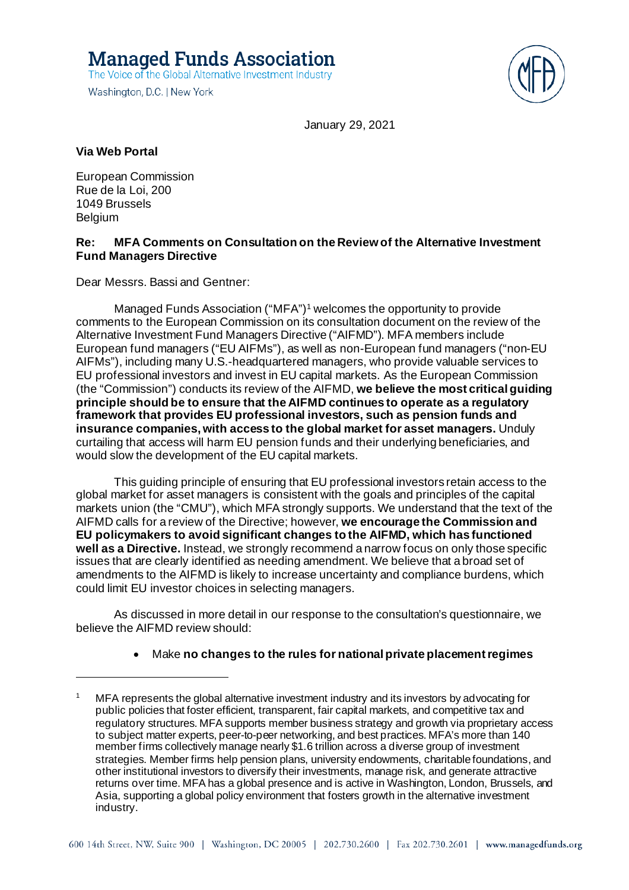# Managed Funds Association

The Voice of the Global Alternative Investment Industry

Washington, D.C. | New York

January 29, 2021

**Via Web Portal**

European Commission
Rue de la Loi, 200
1049 Brussels
Belgium

**Re: MFA Comments on Consultation on the Review of the Alternative Investment Fund Managers Directive**

Dear Messrs. Bassi and Gentner:

Managed Funds Association ("MFA")[1] welcomes the opportunity to provide comments to the European Commission on its consultation document on the review of the Alternative Investment Fund Managers Directive ("AIFMD"). MFA members include European fund managers ("EU AIFMs"), as well as non-European fund managers ("non-EU AIFMs"), including many U.S.-headquartered managers, who provide valuable services to EU professional investors and invest in EU capital markets. As the European Commission (the "Commission") conducts its review of the AIFMD, **we believe the most critical guiding principle should be to ensure that the AIFMD continues to operate as a regulatory framework that provides EU professional investors, such as pension funds and insurance companies, with access to the global market for asset managers.** Unduly curtailing that access will harm EU pension funds and their underlying beneficiaries, and would slow the development of the EU capital markets.

This guiding principle of ensuring that EU professional investors retain access to the global market for asset managers is consistent with the goals and principles of the capital markets union (the "CMU"), which MFA strongly supports. We understand that the text of the AIFMD calls for a review of the Directive; however, **we encourage the Commission and EU policymakers to avoid significant changes to the AIFMD, which has functioned well as a Directive.** Instead, we strongly recommend a narrow focus on only those specific issues that are clearly identified as needing amendment. We believe that a broad set of amendments to the AIFMD is likely to increase uncertainty and compliance burdens, which could limit EU investor choices in selecting managers.

As discussed in more detail in our response to the consultation's questionnaire, we believe the AIFMD review should:

- Make **no changes to the rules for national private placement regimes**

[1] MFA represents the global alternative investment industry and its investors by advocating for public policies that foster efficient, transparent, fair capital markets, and competitive tax and regulatory structures. MFA supports member business strategy and growth via proprietary access to subject matter experts, peer-to-peer networking, and best practices. MFA's more than 140 member firms collectively manage nearly $1.6 trillion across a diverse group of investment strategies. Member firms help pension plans, university endowments, charitable foundations, and other institutional investors to diversify their investments, manage risk, and generate attractive returns over time. MFA has a global presence and is active in Washington, London, Brussels, and Asia, supporting a global policy environment that fosters growth in the alternative investment industry.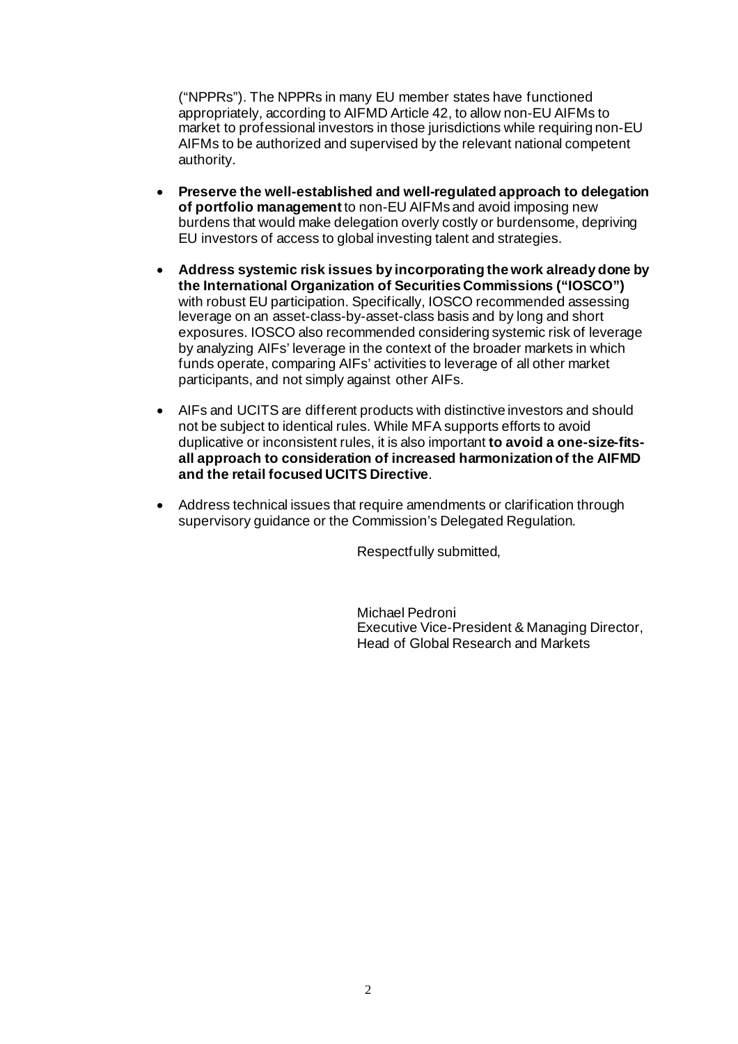("NPPRs"). The NPPRs in many EU member states have functioned appropriately, according to AIFMD Article 42, to allow non-EU AIFMs to market to professional investors in those jurisdictions while requiring non-EU AIFMs to be authorized and supervised by the relevant national competent authority.

- **Preserve the well-established and well-regulated approach to delegation of portfolio management** to non-EU AIFMs and avoid imposing new burdens that would make delegation overly costly or burdensome, depriving EU investors of access to global investing talent and strategies.
- **Address systemic risk issues by incorporating the work already done by the International Organization of Securities Commissions ("IOSCO")** with robust EU participation. Specifically, IOSCO recommended assessing leverage on an asset-class-by-asset-class basis and by long and short exposures. IOSCO also recommended considering systemic risk of leverage by analyzing AIFs' leverage in the context of the broader markets in which funds operate, comparing AIFs' activities to leverage of all other market participants, and not simply against other AIFs.
- AIFs and UCITS are different products with distinctive investors and should not be subject to identical rules. While MFA supports efforts to avoid duplicative or inconsistent rules, it is also important **to avoid a one-size-fits-all approach to consideration of increased harmonization of the AIFMD and the retail focused UCITS Directive**.
- Address technical issues that require amendments or clarification through supervisory guidance or the Commission's Delegated Regulation.

Respectfully submitted,

Michael Pedroni
Executive Vice-President & Managing Director,
Head of Global Research and Markets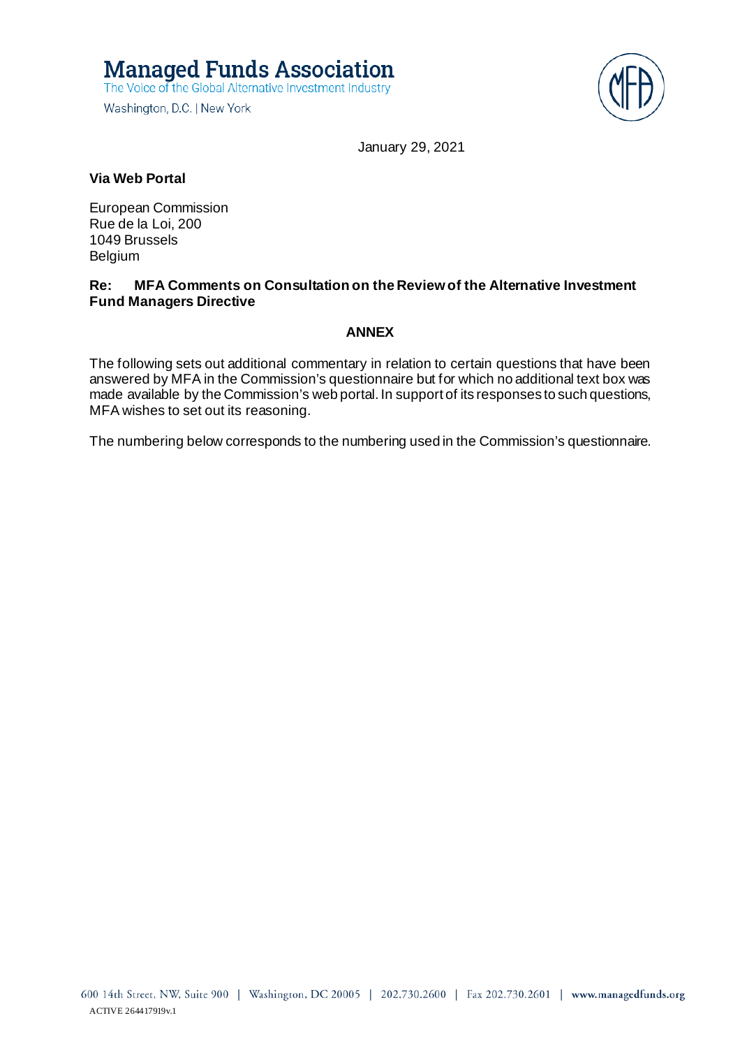**Managed Funds Association**
The Voice of the Global Alternative Investment Industry
Washington, D.C. | New York

January 29, 2021

**Via Web Portal**

European Commission
Rue de la Loi, 200
1049 Brussels
Belgium

**Re: MFA Comments on Consultation on the Review of the Alternative Investment Fund Managers Directive**

**ANNEX**

The following sets out additional commentary in relation to certain questions that have been answered by MFA in the Commission's questionnaire but for which no additional text box was made available by the Commission's web portal. In support of its responses to such questions, MFA wishes to set out its reasoning.

The numbering below corresponds to the numbering used in the Commission's questionnaire.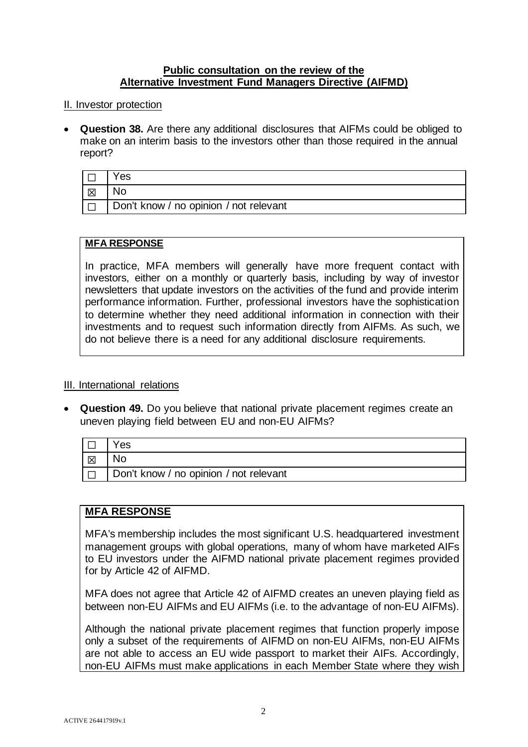**Public consultation on the review of the Alternative Investment Fund Managers Directive (AIFMD)**

II. Investor protection

- **Question 38.** Are there any additional disclosures that AIFMs could be obliged to make on an interim basis to the investors other than those required in the annual report?

| | |
|---|---|
| ☐ | Yes |
| ☒ | No |
| ☐ | Don't know / no opinion / not relevant |

**MFA RESPONSE**

In practice, MFA members will generally have more frequent contact with investors, either on a monthly or quarterly basis, including by way of investor newsletters that update investors on the activities of the fund and provide interim performance information. Further, professional investors have the sophistication to determine whether they need additional information in connection with their investments and to request such information directly from AIFMs. As such, we do not believe there is a need for any additional disclosure requirements.

III. International relations

- **Question 49.** Do you believe that national private placement regimes create an uneven playing field between EU and non-EU AIFMs?

| | |
|---|---|
| ☐ | Yes |
| ☒ | No |
| ☐ | Don't know / no opinion / not relevant |

**MFA RESPONSE**

MFA's membership includes the most significant U.S. headquartered investment management groups with global operations, many of whom have marketed AIFs to EU investors under the AIFMD national private placement regimes provided for by Article 42 of AIFMD.

MFA does not agree that Article 42 of AIFMD creates an uneven playing field as between non-EU AIFMs and EU AIFMs (i.e. to the advantage of non-EU AIFMs).

Although the national private placement regimes that function properly impose only a subset of the requirements of AIFMD on non-EU AIFMs, non-EU AIFMs are not able to access an EU wide passport to market their AIFs. Accordingly, non-EU AIFMs must make applications in each Member State where they wish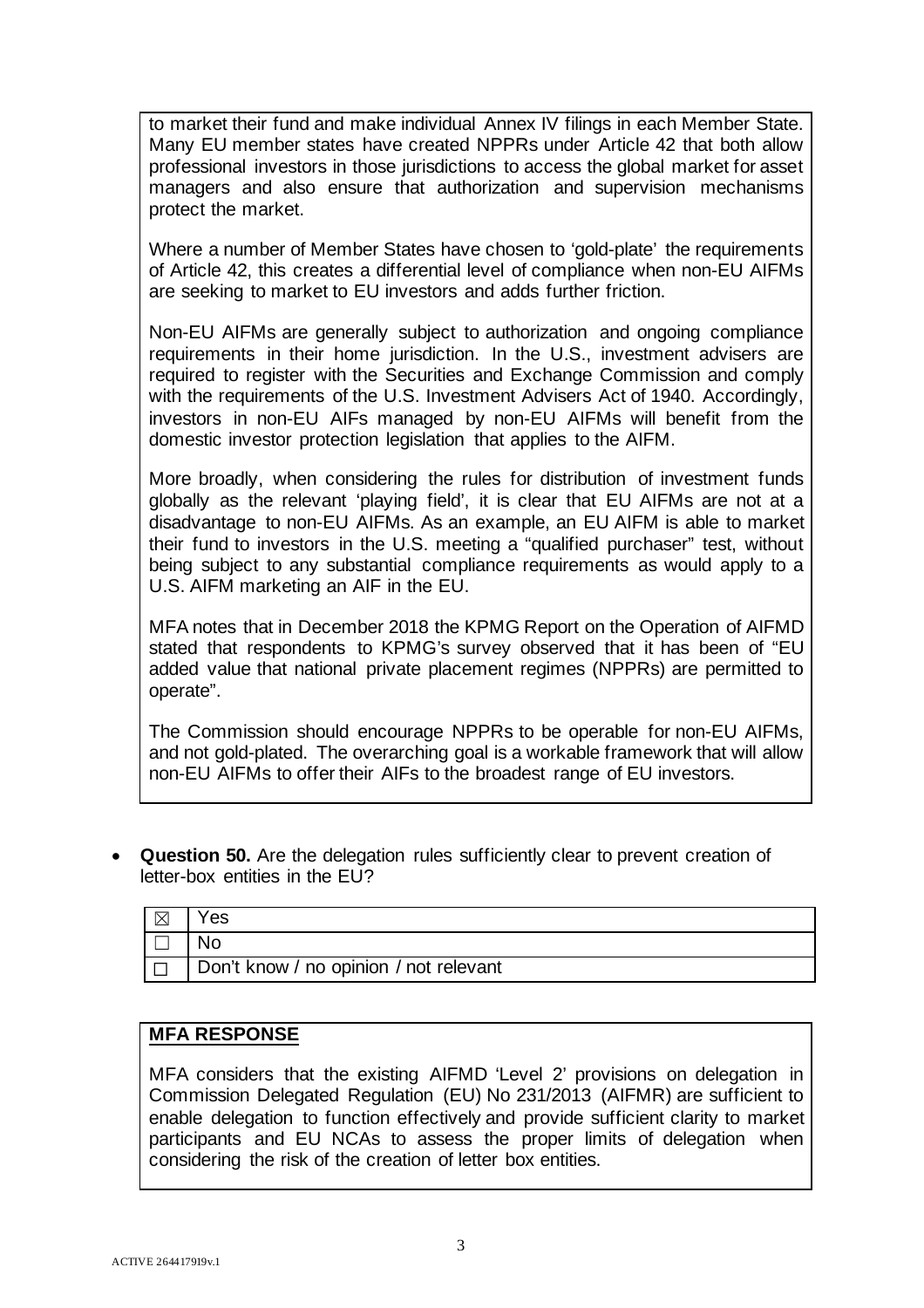to market their fund and make individual Annex IV filings in each Member State. Many EU member states have created NPPRs under Article 42 that both allow professional investors in those jurisdictions to access the global market for asset managers and also ensure that authorization and supervision mechanisms protect the market.

Where a number of Member States have chosen to 'gold-plate' the requirements of Article 42, this creates a differential level of compliance when non-EU AIFMs are seeking to market to EU investors and adds further friction.

Non-EU AIFMs are generally subject to authorization and ongoing compliance requirements in their home jurisdiction. In the U.S., investment advisers are required to register with the Securities and Exchange Commission and comply with the requirements of the U.S. Investment Advisers Act of 1940. Accordingly, investors in non-EU AIFs managed by non-EU AIFMs will benefit from the domestic investor protection legislation that applies to the AIFM.

More broadly, when considering the rules for distribution of investment funds globally as the relevant 'playing field', it is clear that EU AIFMs are not at a disadvantage to non-EU AIFMs. As an example, an EU AIFM is able to market their fund to investors in the U.S. meeting a "qualified purchaser" test, without being subject to any substantial compliance requirements as would apply to a U.S. AIFM marketing an AIF in the EU.

MFA notes that in December 2018 the KPMG Report on the Operation of AIFMD stated that respondents to KPMG's survey observed that it has been of "EU added value that national private placement regimes (NPPRs) are permitted to operate".

The Commission should encourage NPPRs to be operable for non-EU AIFMs, and not gold-plated. The overarching goal is a workable framework that will allow non-EU AIFMs to offer their AIFs to the broadest range of EU investors.

- **Question 50.** Are the delegation rules sufficiently clear to prevent creation of letter-box entities in the EU?

| | |
|---|---|
| ☒ | Yes |
| ☐ | No |
| ☐ | Don't know / no opinion / not relevant |

**MFA RESPONSE**

MFA considers that the existing AIFMD 'Level 2' provisions on delegation in Commission Delegated Regulation (EU) No 231/2013 (AIFMR) are sufficient to enable delegation to function effectively and provide sufficient clarity to market participants and EU NCAs to assess the proper limits of delegation when considering the risk of the creation of letter box entities.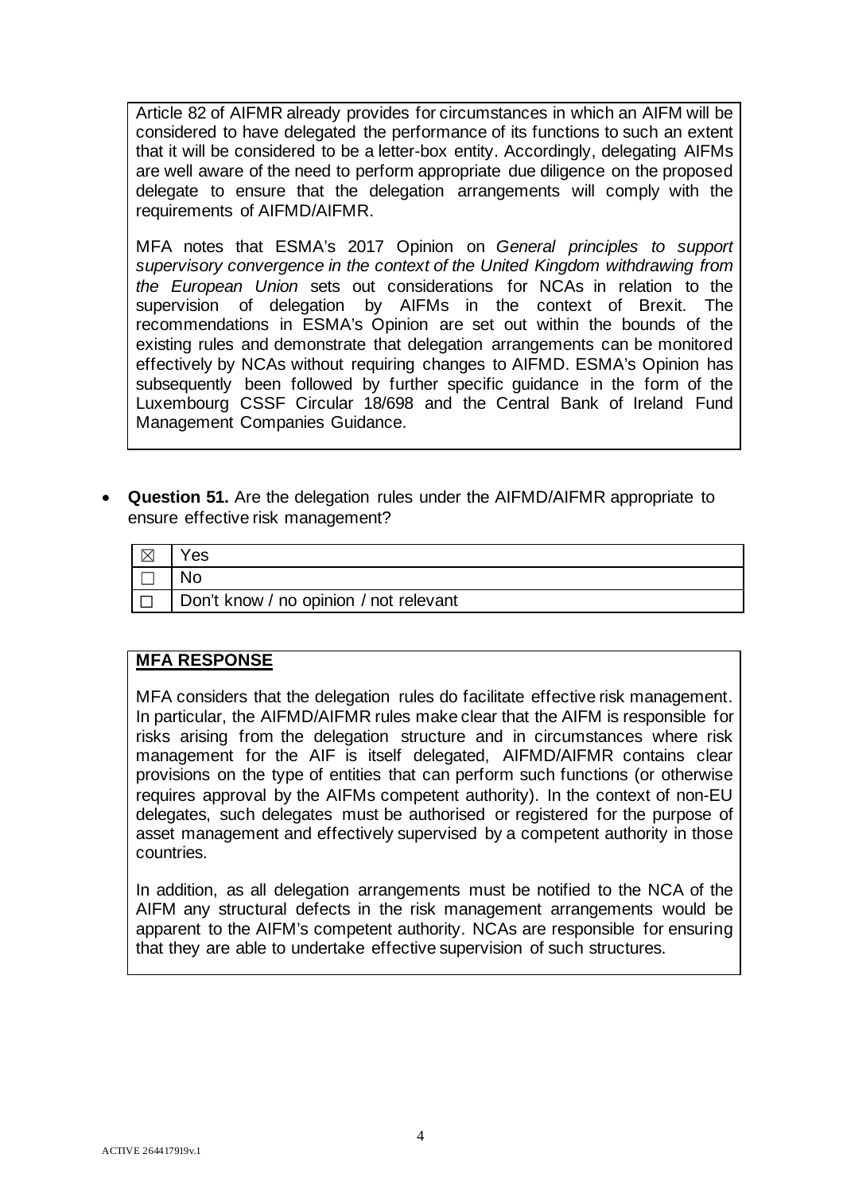Article 82 of AIFMR already provides for circumstances in which an AIFM will be considered to have delegated the performance of its functions to such an extent that it will be considered to be a letter-box entity. Accordingly, delegating AIFMs are well aware of the need to perform appropriate due diligence on the proposed delegate to ensure that the delegation arrangements will comply with the requirements of AIFMD/AIFMR.

MFA notes that ESMA's 2017 Opinion on *General principles to support supervisory convergence in the context of the United Kingdom withdrawing from the European Union* sets out considerations for NCAs in relation to the supervision of delegation by AIFMs in the context of Brexit. The recommendations in ESMA's Opinion are set out within the bounds of the existing rules and demonstrate that delegation arrangements can be monitored effectively by NCAs without requiring changes to AIFMD. ESMA's Opinion has subsequently been followed by further specific guidance in the form of the Luxembourg CSSF Circular 18/698 and the Central Bank of Ireland Fund Management Companies Guidance.

- **Question 51.** Are the delegation rules under the AIFMD/AIFMR appropriate to ensure effective risk management?

| | |
|---|---|
| ☒ | Yes |
| ☐ | No |
| ☐ | Don't know / no opinion / not relevant |

**MFA RESPONSE**

MFA considers that the delegation rules do facilitate effective risk management. In particular, the AIFMD/AIFMR rules make clear that the AIFM is responsible for risks arising from the delegation structure and in circumstances where risk management for the AIF is itself delegated, AIFMD/AIFMR contains clear provisions on the type of entities that can perform such functions (or otherwise requires approval by the AIFMs competent authority). In the context of non-EU delegates, such delegates must be authorised or registered for the purpose of asset management and effectively supervised by a competent authority in those countries.

In addition, as all delegation arrangements must be notified to the NCA of the AIFM any structural defects in the risk management arrangements would be apparent to the AIFM's competent authority. NCAs are responsible for ensuring that they are able to undertake effective supervision of such structures.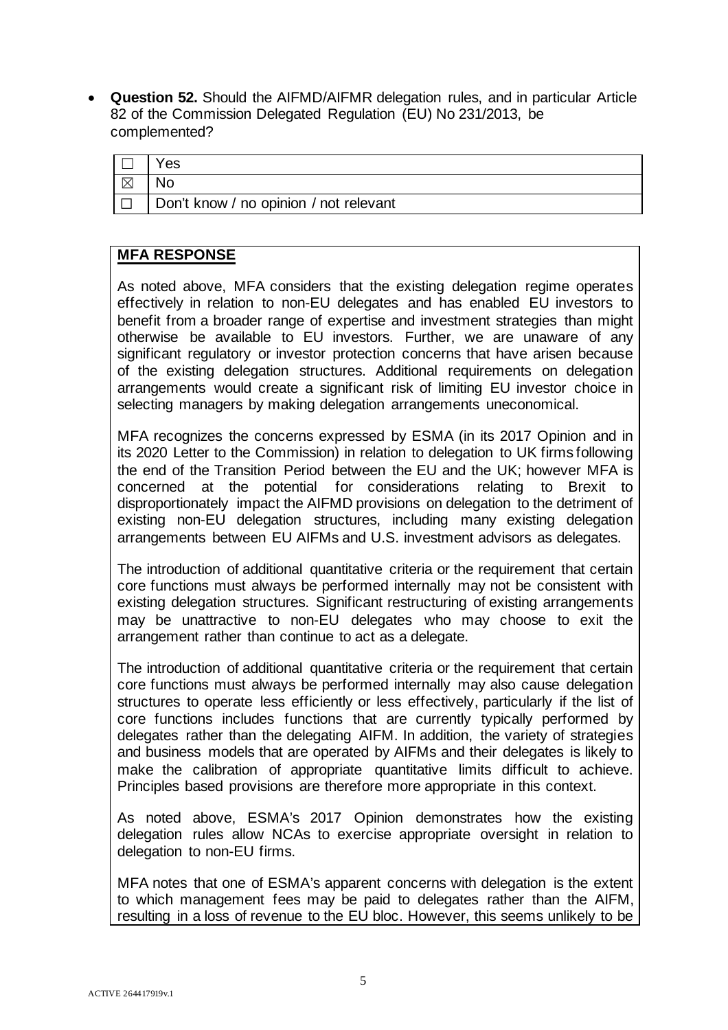- **Question 52.** Should the AIFMD/AIFMR delegation rules, and in particular Article 82 of the Commission Delegated Regulation (EU) No 231/2013, be complemented?

| | |
|---|---|
| ☐ | Yes |
| ☒ | No |
| ☐ | Don't know / no opinion / not relevant |

**MFA RESPONSE**

As noted above, MFA considers that the existing delegation regime operates effectively in relation to non-EU delegates and has enabled EU investors to benefit from a broader range of expertise and investment strategies than might otherwise be available to EU investors. Further, we are unaware of any significant regulatory or investor protection concerns that have arisen because of the existing delegation structures. Additional requirements on delegation arrangements would create a significant risk of limiting EU investor choice in selecting managers by making delegation arrangements uneconomical.

MFA recognizes the concerns expressed by ESMA (in its 2017 Opinion and in its 2020 Letter to the Commission) in relation to delegation to UK firms following the end of the Transition Period between the EU and the UK; however MFA is concerned at the potential for considerations relating to Brexit to disproportionately impact the AIFMD provisions on delegation to the detriment of existing non-EU delegation structures, including many existing delegation arrangements between EU AIFMs and U.S. investment advisors as delegates.

The introduction of additional quantitative criteria or the requirement that certain core functions must always be performed internally may not be consistent with existing delegation structures. Significant restructuring of existing arrangements may be unattractive to non-EU delegates who may choose to exit the arrangement rather than continue to act as a delegate.

The introduction of additional quantitative criteria or the requirement that certain core functions must always be performed internally may also cause delegation structures to operate less efficiently or less effectively, particularly if the list of core functions includes functions that are currently typically performed by delegates rather than the delegating AIFM. In addition, the variety of strategies and business models that are operated by AIFMs and their delegates is likely to make the calibration of appropriate quantitative limits difficult to achieve. Principles based provisions are therefore more appropriate in this context.

As noted above, ESMA's 2017 Opinion demonstrates how the existing delegation rules allow NCAs to exercise appropriate oversight in relation to delegation to non-EU firms.

MFA notes that one of ESMA's apparent concerns with delegation is the extent to which management fees may be paid to delegates rather than the AIFM, resulting in a loss of revenue to the EU bloc. However, this seems unlikely to be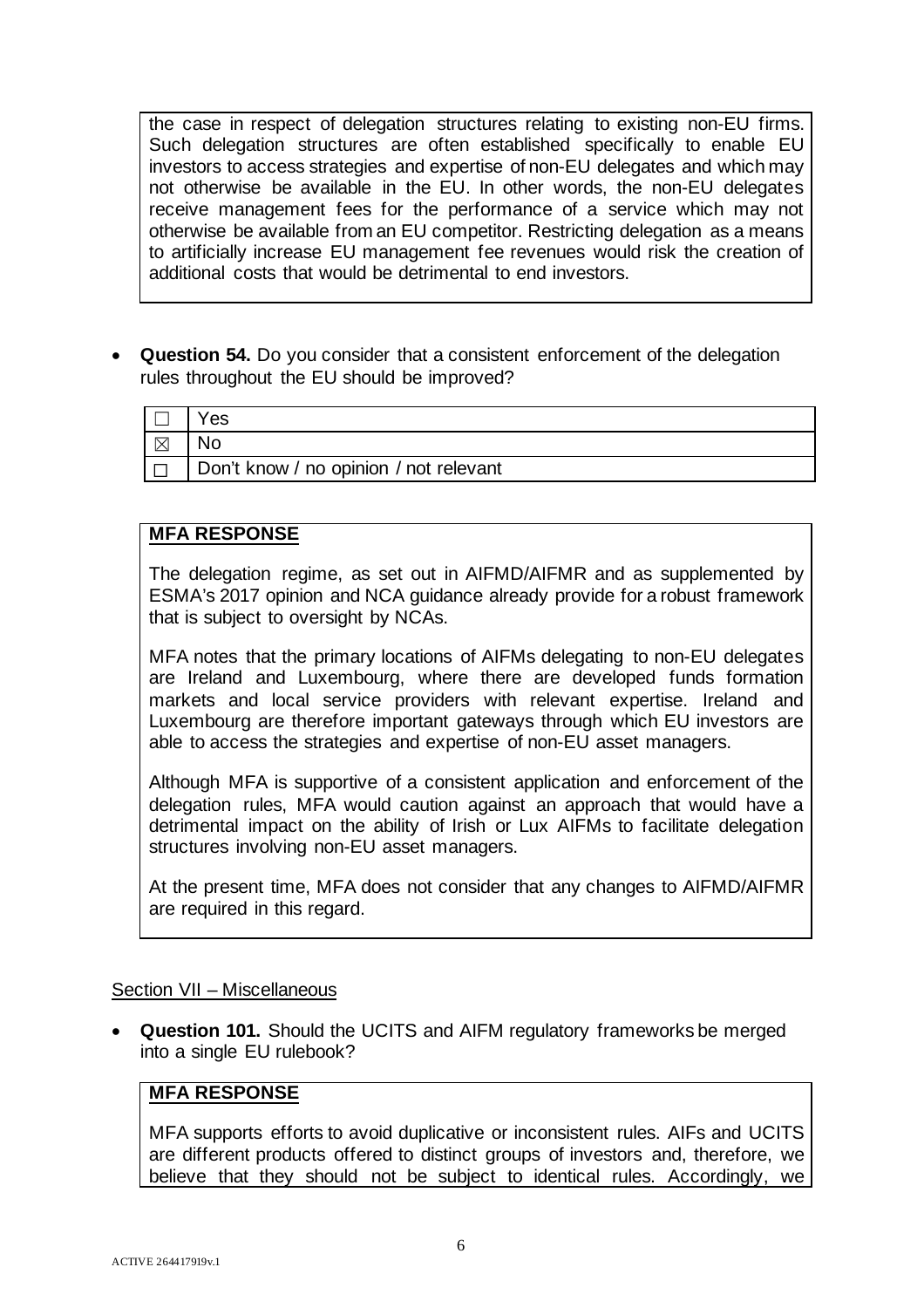the case in respect of delegation structures relating to existing non-EU firms. Such delegation structures are often established specifically to enable EU investors to access strategies and expertise of non-EU delegates and which may not otherwise be available in the EU. In other words, the non-EU delegates receive management fees for the performance of a service which may not otherwise be available from an EU competitor. Restricting delegation as a means to artificially increase EU management fee revenues would risk the creation of additional costs that would be detrimental to end investors.

- **Question 54.** Do you consider that a consistent enforcement of the delegation rules throughout the EU should be improved?

| | |
|---|---|
| ☐ | Yes |
| ☒ | No |
| ☐ | Don't know / no opinion / not relevant |

**MFA RESPONSE**

The delegation regime, as set out in AIFMD/AIFMR and as supplemented by ESMA's 2017 opinion and NCA guidance already provide for a robust framework that is subject to oversight by NCAs.

MFA notes that the primary locations of AIFMs delegating to non-EU delegates are Ireland and Luxembourg, where there are developed funds formation markets and local service providers with relevant expertise. Ireland and Luxembourg are therefore important gateways through which EU investors are able to access the strategies and expertise of non-EU asset managers.

Although MFA is supportive of a consistent application and enforcement of the delegation rules, MFA would caution against an approach that would have a detrimental impact on the ability of Irish or Lux AIFMs to facilitate delegation structures involving non-EU asset managers.

At the present time, MFA does not consider that any changes to AIFMD/AIFMR are required in this regard.

Section VII – Miscellaneous

- **Question 101.** Should the UCITS and AIFM regulatory frameworks be merged into a single EU rulebook?

**MFA RESPONSE**

MFA supports efforts to avoid duplicative or inconsistent rules. AIFs and UCITS are different products offered to distinct groups of investors and, therefore, we believe that they should not be subject to identical rules. Accordingly, we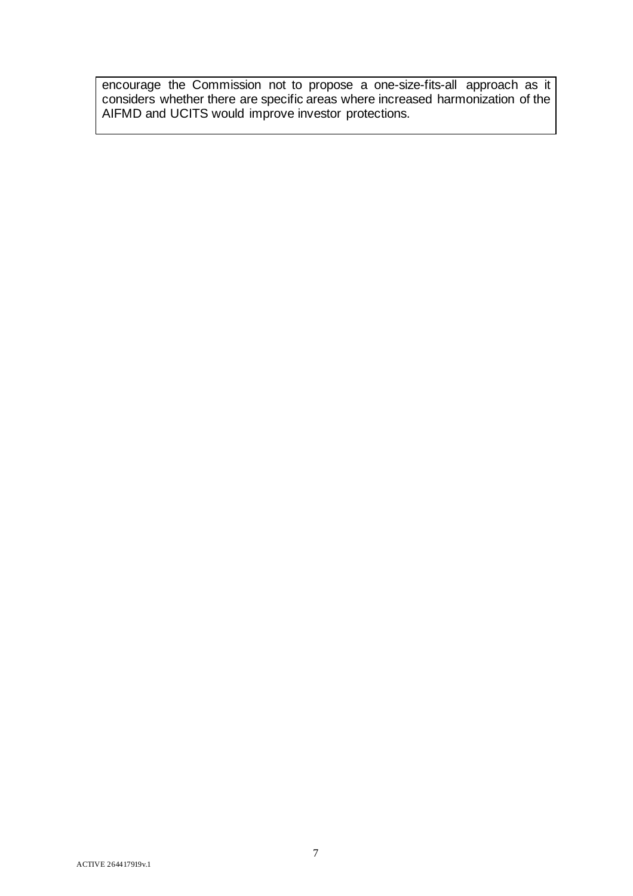encourage the Commission not to propose a one-size-fits-all approach as it considers whether there are specific areas where increased harmonization of the AIFMD and UCITS would improve investor protections.